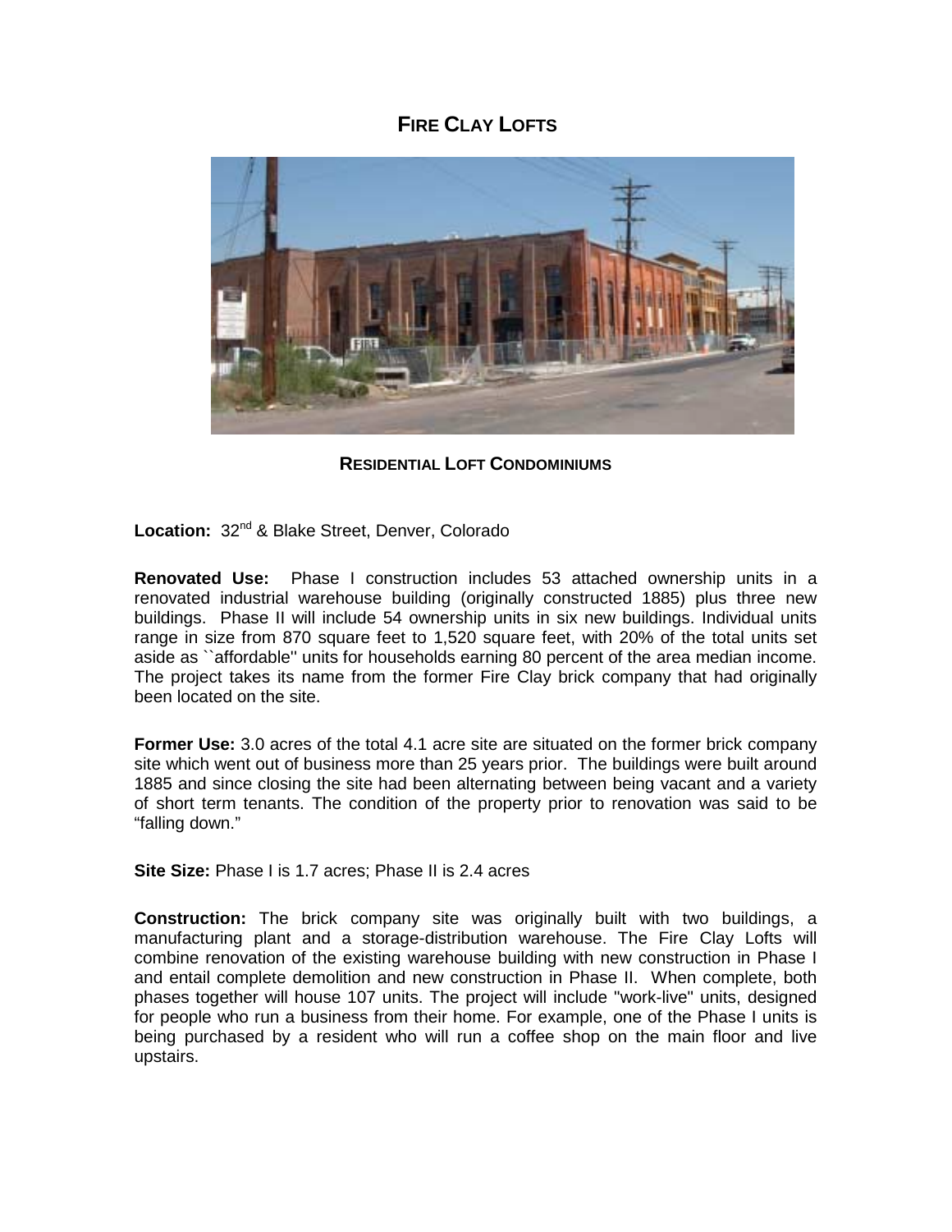# FIRE CLAY LOFTS

**RESIDENTIAL LOFT CONDOMINIUMS**

**Location:** 32nd & Blake Street, Denver, Colorado

**Renovated Use:** Phase I construction includes 53 attached ownership units in a renovated industrial warehouse building (originally constructed 1885) plus three new buildings. Phase II will include 54 ownership units in six new buildings. Individual units range in size from 870 square feet to 1,520 square feet, with 20% of the total units set aside as ``affordable'' units for households earning 80 percent of the area median income. The project takes its name from the former Fire Clay brick company that had originally been located on the site.

**Former Use:** 3.0 acres of the total 4.1 acre site are situated on the former brick company site which went out of business more than 25 years prior. The buildings were built around 1885 and since closing the site had been alternating between being vacant and a variety of short term tenants. The condition of the property prior to renovation was said to be "falling down."

**Site Size:** Phase I is 1.7 acres; Phase II is 2.4 acres

**Construction:** The brick company site was originally built with two buildings, a manufacturing plant and a storage-distribution warehouse. The Fire Clay Lofts will combine renovation of the existing warehouse building with new construction in Phase I and entail complete demolition and new construction in Phase II. When complete, both phases together will house 107 units. The project will include "work-live" units, designed for people who run a business from their home. For example, one of the Phase I units is being purchased by a resident who will run a coffee shop on the main floor and live upstairs.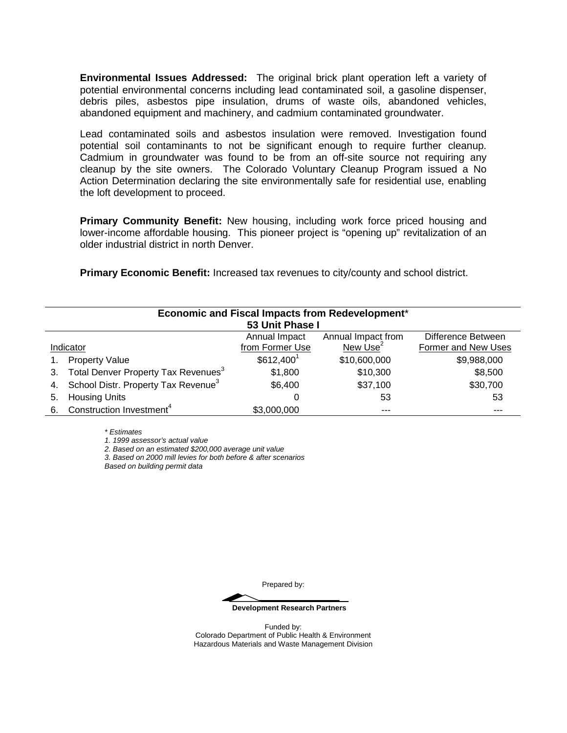**Environmental Issues Addressed:** The original brick plant operation left a variety of potential environmental concerns including lead contaminated soil, a gasoline dispenser, debris piles, asbestos pipe insulation, drums of waste oils, abandoned vehicles, abandoned equipment and machinery, and cadmium contaminated groundwater.

Lead contaminated soils and asbestos insulation were removed. Investigation found potential soil contaminants to not be significant enough to require further cleanup. Cadmium in groundwater was found to be from an off-site source not requiring any cleanup by the site owners. The Colorado Voluntary Cleanup Program issued a No Action Determination declaring the site environmentally safe for residential use, enabling the loft development to proceed.

**Primary Community Benefit:** New housing, including work force priced housing and lower-income affordable housing. This pioneer project is "opening up" revitalization of an older industrial district in north Denver.

**Primary Economic Benefit:** Increased tax revenues to city/county and school district.

**Economic and Fiscal Impacts from Redevelopment***
**53 Unit Phase I**

| Indicator | Annual Impact from Former Use | Annual Impact from New Use[2] | Difference Between Former and New Uses |
|---|---|---|---|
| 1. Property Value | $612,400[1] | $10,600,000 | $9,988,000 |
| 3. Total Denver Property Tax Revenues[3] | $1,800 | $10,300 | $8,500 |
| 4. School Distr. Property Tax Revenue[3] | $6,400 | $37,100 | $30,700 |
| 5. Housing Units | 0 | 53 | 53 |
| 6. Construction Investment[4] | $3,000,000 | --- | --- |

*\* Estimates*
*1. 1999 assessor's actual value*
*2. Based on an estimated $200,000 average unit value*
*3. Based on 2000 mill levies for both before & after scenarios*
*Based on building permit data*

Prepared by:

**Development Research Partners**

Funded by:
Colorado Department of Public Health & Environment
Hazardous Materials and Waste Management Division